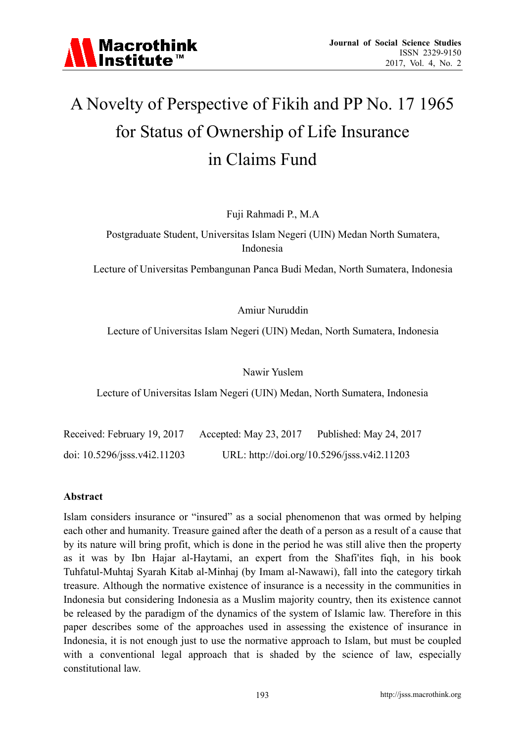# A Novelty of Perspective of Fikih and PP No. 17 1965 for Status of Ownership of Life Insurance in Claims Fund

Fuji Rahmadi P., M.A

Postgraduate Student, Universitas Islam Negeri (UIN) Medan North Sumatera, Indonesia

Lecture of Universitas Pembangunan Panca Budi Medan, North Sumatera, Indonesia

Amiur Nuruddin

Lecture of Universitas Islam Negeri (UIN) Medan, North Sumatera, Indonesia

Nawir Yuslem

Lecture of Universitas Islam Negeri (UIN) Medan, North Sumatera, Indonesia

Received: February 19, 2017 Accepted: May 23, 2017 Published: May 24, 2017

doi: 10.5296/jsss.v4i2.11203 URL: http://doi.org/10.5296/jsss.v4i2.11203

**Abstract**

Islam considers insurance or "insured" as a social phenomenon that was ormed by helping each other and humanity. Treasure gained after the death of a person as a result of a cause that by its nature will bring profit, which is done in the period he was still alive then the property as it was by Ibn Hajar al-Haytami, an expert from the Shafi'ites fiqh, in his book Tuhfatul-Muhtaj Syarah Kitab al-Minhaj (by Imam al-Nawawi), fall into the category tirkah treasure. Although the normative existence of insurance is a necessity in the communities in Indonesia but considering Indonesia as a Muslim majority country, then its existence cannot be released by the paradigm of the dynamics of the system of Islamic law. Therefore in this paper describes some of the approaches used in assessing the existence of insurance in Indonesia, it is not enough just to use the normative approach to Islam, but must be coupled with a conventional legal approach that is shaded by the science of law, especially constitutional law.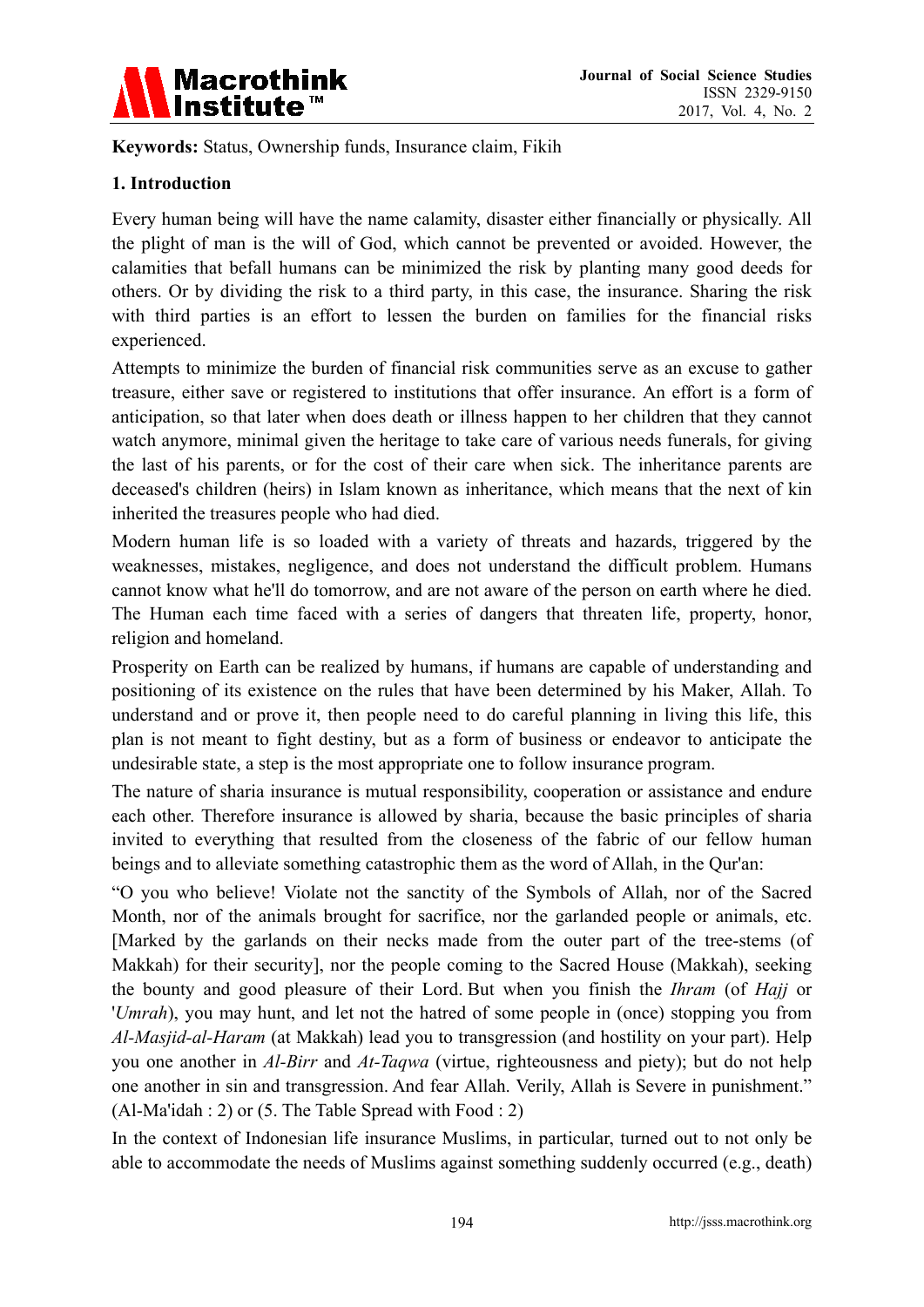**Keywords:** Status, Ownership funds, Insurance claim, Fikih

## 1. Introduction

Every human being will have the name calamity, disaster either financially or physically. All the plight of man is the will of God, which cannot be prevented or avoided. However, the calamities that befall humans can be minimized the risk by planting many good deeds for others. Or by dividing the risk to a third party, in this case, the insurance. Sharing the risk with third parties is an effort to lessen the burden on families for the financial risks experienced.

Attempts to minimize the burden of financial risk communities serve as an excuse to gather treasure, either save or registered to institutions that offer insurance. An effort is a form of anticipation, so that later when does death or illness happen to her children that they cannot watch anymore, minimal given the heritage to take care of various needs funerals, for giving the last of his parents, or for the cost of their care when sick. The inheritance parents are deceased's children (heirs) in Islam known as inheritance, which means that the next of kin inherited the treasures people who had died.

Modern human life is so loaded with a variety of threats and hazards, triggered by the weaknesses, mistakes, negligence, and does not understand the difficult problem. Humans cannot know what he'll do tomorrow, and are not aware of the person on earth where he died. The Human each time faced with a series of dangers that threaten life, property, honor, religion and homeland.

Prosperity on Earth can be realized by humans, if humans are capable of understanding and positioning of its existence on the rules that have been determined by his Maker, Allah. To understand and or prove it, then people need to do careful planning in living this life, this plan is not meant to fight destiny, but as a form of business or endeavor to anticipate the undesirable state, a step is the most appropriate one to follow insurance program.

The nature of sharia insurance is mutual responsibility, cooperation or assistance and endure each other. Therefore insurance is allowed by sharia, because the basic principles of sharia invited to everything that resulted from the closeness of the fabric of our fellow human beings and to alleviate something catastrophic them as the word of Allah, in the Qur'an:

"O you who believe! Violate not the sanctity of the Symbols of Allah, nor of the Sacred Month, nor of the animals brought for sacrifice, nor the garlanded people or animals, etc. [Marked by the garlands on their necks made from the outer part of the tree-stems (of Makkah) for their security], nor the people coming to the Sacred House (Makkah), seeking the bounty and good pleasure of their Lord. But when you finish the *Ihram* (of *Hajj* or '*Umrah*), you may hunt, and let not the hatred of some people in (once) stopping you from *Al-Masjid-al-Haram* (at Makkah) lead you to transgression (and hostility on your part). Help you one another in *Al-Birr* and *At-Taqwa* (virtue, righteousness and piety); but do not help one another in sin and transgression. And fear Allah. Verily, Allah is Severe in punishment." (Al-Ma'idah : 2) or (5. The Table Spread with Food : 2)

In the context of Indonesian life insurance Muslims, in particular, turned out to not only be able to accommodate the needs of Muslims against something suddenly occurred (e.g., death)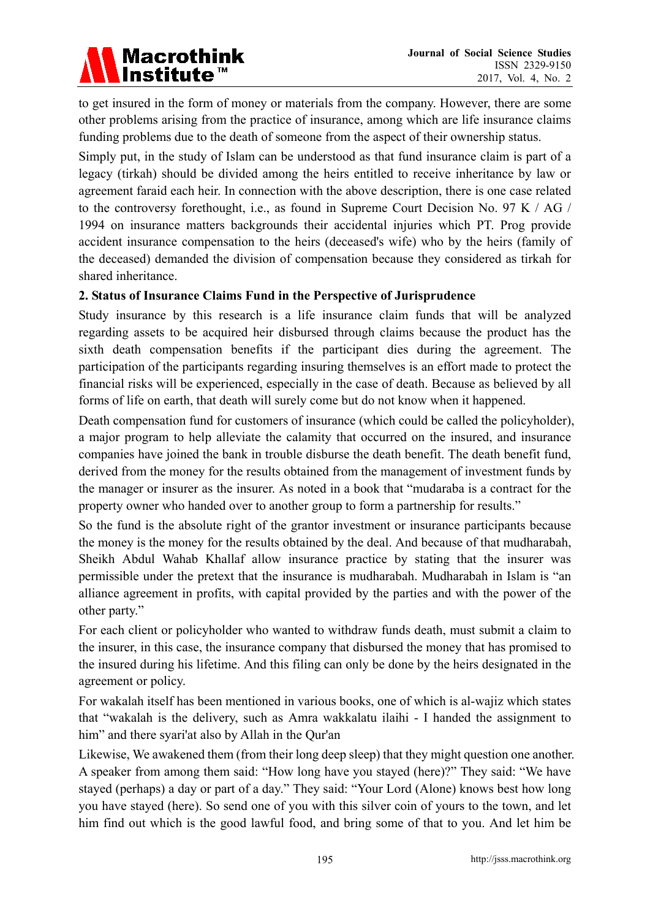to get insured in the form of money or materials from the company. However, there are some other problems arising from the practice of insurance, among which are life insurance claims funding problems due to the death of someone from the aspect of their ownership status.

Simply put, in the study of Islam can be understood as that fund insurance claim is part of a legacy (tirkah) should be divided among the heirs entitled to receive inheritance by law or agreement faraid each heir. In connection with the above description, there is one case related to the controversy forethought, i.e., as found in Supreme Court Decision No. 97 K / AG / 1994 on insurance matters backgrounds their accidental injuries which PT. Prog provide accident insurance compensation to the heirs (deceased's wife) who by the heirs (family of the deceased) demanded the division of compensation because they considered as tirkah for shared inheritance.

**2. Status of Insurance Claims Fund in the Perspective of Jurisprudence**

Study insurance by this research is a life insurance claim funds that will be analyzed regarding assets to be acquired heir disbursed through claims because the product has the sixth death compensation benefits if the participant dies during the agreement. The participation of the participants regarding insuring themselves is an effort made to protect the financial risks will be experienced, especially in the case of death. Because as believed by all forms of life on earth, that death will surely come but do not know when it happened.

Death compensation fund for customers of insurance (which could be called the policyholder), a major program to help alleviate the calamity that occurred on the insured, and insurance companies have joined the bank in trouble disburse the death benefit. The death benefit fund, derived from the money for the results obtained from the management of investment funds by the manager or insurer as the insurer. As noted in a book that "mudaraba is a contract for the property owner who handed over to another group to form a partnership for results."

So the fund is the absolute right of the grantor investment or insurance participants because the money is the money for the results obtained by the deal. And because of that mudharabah, Sheikh Abdul Wahab Khallaf allow insurance practice by stating that the insurer was permissible under the pretext that the insurance is mudharabah. Mudharabah in Islam is "an alliance agreement in profits, with capital provided by the parties and with the power of the other party."

For each client or policyholder who wanted to withdraw funds death, must submit a claim to the insurer, in this case, the insurance company that disbursed the money that has promised to the insured during his lifetime. And this filing can only be done by the heirs designated in the agreement or policy.

For wakalah itself has been mentioned in various books, one of which is al-wajiz which states that "wakalah is the delivery, such as Amra wakkalatu ilaihi - I handed the assignment to him" and there syari'at also by Allah in the Qur'an

Likewise, We awakened them (from their long deep sleep) that they might question one another. A speaker from among them said: "How long have you stayed (here)?" They said: "We have stayed (perhaps) a day or part of a day." They said: "Your Lord (Alone) knows best how long you have stayed (here). So send one of you with this silver coin of yours to the town, and let him find out which is the good lawful food, and bring some of that to you. And let him be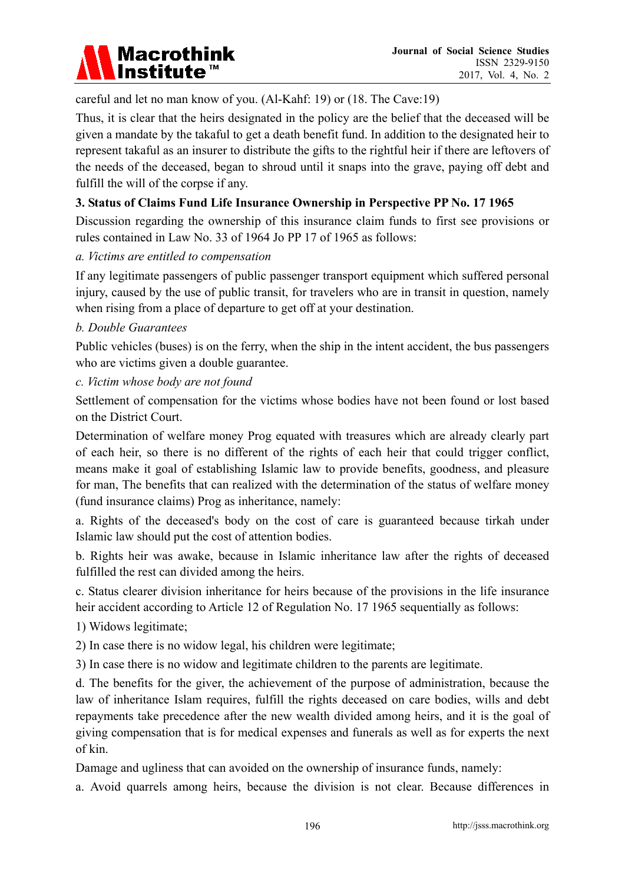careful and let no man know of you. (Al-Kahf: 19) or (18. The Cave:19)

Thus, it is clear that the heirs designated in the policy are the belief that the deceased will be given a mandate by the takaful to get a death benefit fund. In addition to the designated heir to represent takaful as an insurer to distribute the gifts to the rightful heir if there are leftovers of the needs of the deceased, began to shroud until it snaps into the grave, paying off debt and fulfill the will of the corpse if any.

## 3. Status of Claims Fund Life Insurance Ownership in Perspective PP No. 17 1965

Discussion regarding the ownership of this insurance claim funds to first see provisions or rules contained in Law No. 33 of 1964 Jo PP 17 of 1965 as follows:

*a. Victims are entitled to compensation*

If any legitimate passengers of public passenger transport equipment which suffered personal injury, caused by the use of public transit, for travelers who are in transit in question, namely when rising from a place of departure to get off at your destination.

*b. Double Guarantees*

Public vehicles (buses) is on the ferry, when the ship in the intent accident, the bus passengers who are victims given a double guarantee.

*c. Victim whose body are not found*

Settlement of compensation for the victims whose bodies have not been found or lost based on the District Court.

Determination of welfare money Prog equated with treasures which are already clearly part of each heir, so there is no different of the rights of each heir that could trigger conflict, means make it goal of establishing Islamic law to provide benefits, goodness, and pleasure for man, The benefits that can realized with the determination of the status of welfare money (fund insurance claims) Prog as inheritance, namely:

a. Rights of the deceased's body on the cost of care is guaranteed because tirkah under Islamic law should put the cost of attention bodies.

b. Rights heir was awake, because in Islamic inheritance law after the rights of deceased fulfilled the rest can divided among the heirs.

c. Status clearer division inheritance for heirs because of the provisions in the life insurance heir accident according to Article 12 of Regulation No. 17 1965 sequentially as follows:

1) Widows legitimate;

2) In case there is no widow legal, his children were legitimate;

3) In case there is no widow and legitimate children to the parents are legitimate.

d. The benefits for the giver, the achievement of the purpose of administration, because the law of inheritance Islam requires, fulfill the rights deceased on care bodies, wills and debt repayments take precedence after the new wealth divided among heirs, and it is the goal of giving compensation that is for medical expenses and funerals as well as for experts the next of kin.

Damage and ugliness that can avoided on the ownership of insurance funds, namely:

a. Avoid quarrels among heirs, because the division is not clear. Because differences in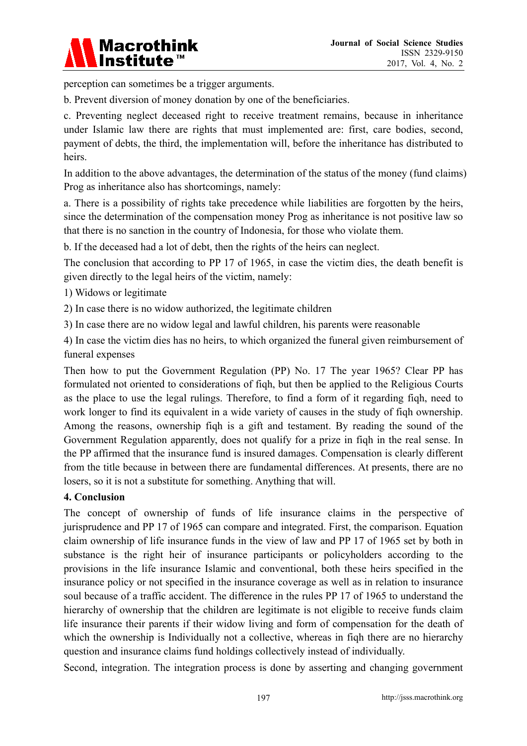perception can sometimes be a trigger arguments.

b. Prevent diversion of money donation by one of the beneficiaries.

c. Preventing neglect deceased right to receive treatment remains, because in inheritance under Islamic law there are rights that must implemented are: first, care bodies, second, payment of debts, the third, the implementation will, before the inheritance has distributed to heirs.

In addition to the above advantages, the determination of the status of the money (fund claims) Prog as inheritance also has shortcomings, namely:

a. There is a possibility of rights take precedence while liabilities are forgotten by the heirs, since the determination of the compensation money Prog as inheritance is not positive law so that there is no sanction in the country of Indonesia, for those who violate them.

b. If the deceased had a lot of debt, then the rights of the heirs can neglect.

The conclusion that according to PP 17 of 1965, in case the victim dies, the death benefit is given directly to the legal heirs of the victim, namely:

1) Widows or legitimate

2) In case there is no widow authorized, the legitimate children

3) In case there are no widow legal and lawful children, his parents were reasonable

4) In case the victim dies has no heirs, to which organized the funeral given reimbursement of funeral expenses

Then how to put the Government Regulation (PP) No. 17 The year 1965? Clear PP has formulated not oriented to considerations of fiqh, but then be applied to the Religious Courts as the place to use the legal rulings. Therefore, to find a form of it regarding fiqh, need to work longer to find its equivalent in a wide variety of causes in the study of fiqh ownership. Among the reasons, ownership fiqh is a gift and testament. By reading the sound of the Government Regulation apparently, does not qualify for a prize in fiqh in the real sense. In the PP affirmed that the insurance fund is insured damages. Compensation is clearly different from the title because in between there are fundamental differences. At presents, there are no losers, so it is not a substitute for something. Anything that will.

## 4. Conclusion

The concept of ownership of funds of life insurance claims in the perspective of jurisprudence and PP 17 of 1965 can compare and integrated. First, the comparison. Equation claim ownership of life insurance funds in the view of law and PP 17 of 1965 set by both in substance is the right heir of insurance participants or policyholders according to the provisions in the life insurance Islamic and conventional, both these heirs specified in the insurance policy or not specified in the insurance coverage as well as in relation to insurance soul because of a traffic accident. The difference in the rules PP 17 of 1965 to understand the hierarchy of ownership that the children are legitimate is not eligible to receive funds claim life insurance their parents if their widow living and form of compensation for the death of which the ownership is Individually not a collective, whereas in fiqh there are no hierarchy question and insurance claims fund holdings collectively instead of individually.

Second, integration. The integration process is done by asserting and changing government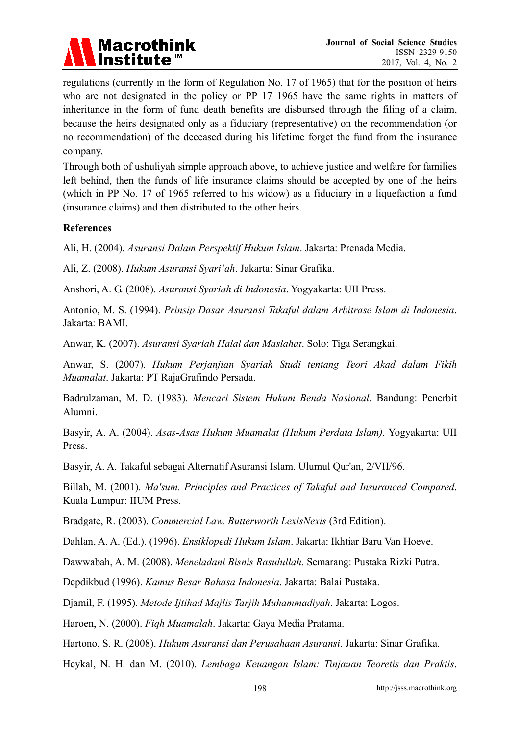regulations (currently in the form of Regulation No. 17 of 1965) that for the position of heirs who are not designated in the policy or PP 17 1965 have the same rights in matters of inheritance in the form of fund death benefits are disbursed through the filing of a claim, because the heirs designated only as a fiduciary (representative) on the recommendation (or no recommendation) of the deceased during his lifetime forget the fund from the insurance company.

Through both of ushuliyah simple approach above, to achieve justice and welfare for families left behind, then the funds of life insurance claims should be accepted by one of the heirs (which in PP No. 17 of 1965 referred to his widow) as a fiduciary in a liquefaction a fund (insurance claims) and then distributed to the other heirs.

**References**

Ali, H. (2004). *Asuransi Dalam Perspektif Hukum Islam*. Jakarta: Prenada Media.

Ali, Z. (2008). *Hukum Asuransi Syari'ah*. Jakarta: Sinar Grafika.

Anshori, A. G. (2008). *Asuransi Syariah di Indonesia*. Yogyakarta: UII Press.

Antonio, M. S. (1994). *Prinsip Dasar Asuransi Takaful dalam Arbitrase Islam di Indonesia*. Jakarta: BAMI.

Anwar, K. (2007). *Asuransi Syariah Halal dan Maslahat*. Solo: Tiga Serangkai.

Anwar, S. (2007). *Hukum Perjanjian Syariah Studi tentang Teori Akad dalam Fikih Muamalat*. Jakarta: PT RajaGrafindo Persada.

Badrulzaman, M. D. (1983). *Mencari Sistem Hukum Benda Nasional*. Bandung: Penerbit Alumni.

Basyir, A. A. (2004). *Asas-Asas Hukum Muamalat (Hukum Perdata Islam)*. Yogyakarta: UII Press.

Basyir, A. A. Takaful sebagai Alternatif Asuransi Islam. Ulumul Qur'an, 2/VII/96.

Billah, M. (2001). *Ma'sum. Principles and Practices of Takaful and Insuranced Compared*. Kuala Lumpur: IIUM Press.

Bradgate, R. (2003). *Commercial Law. Butterworth LexisNexis* (3rd Edition).

Dahlan, A. A. (Ed.). (1996). *Ensiklopedi Hukum Islam*. Jakarta: Ikhtiar Baru Van Hoeve.

Dawwabah, A. M. (2008). *Meneladani Bisnis Rasulullah*. Semarang: Pustaka Rizki Putra.

Depdikbud (1996). *Kamus Besar Bahasa Indonesia*. Jakarta: Balai Pustaka.

Djamil, F. (1995). *Metode Ijtihad Majlis Tarjih Muhammadiyah*. Jakarta: Logos.

Haroen, N. (2000). *Fiqh Muamalah*. Jakarta: Gaya Media Pratama.

Hartono, S. R. (2008). *Hukum Asuransi dan Perusahaan Asuransi*. Jakarta: Sinar Grafika.

Heykal, N. H. dan M. (2010). *Lembaga Keuangan Islam: Tinjauan Teoretis dan Praktis*.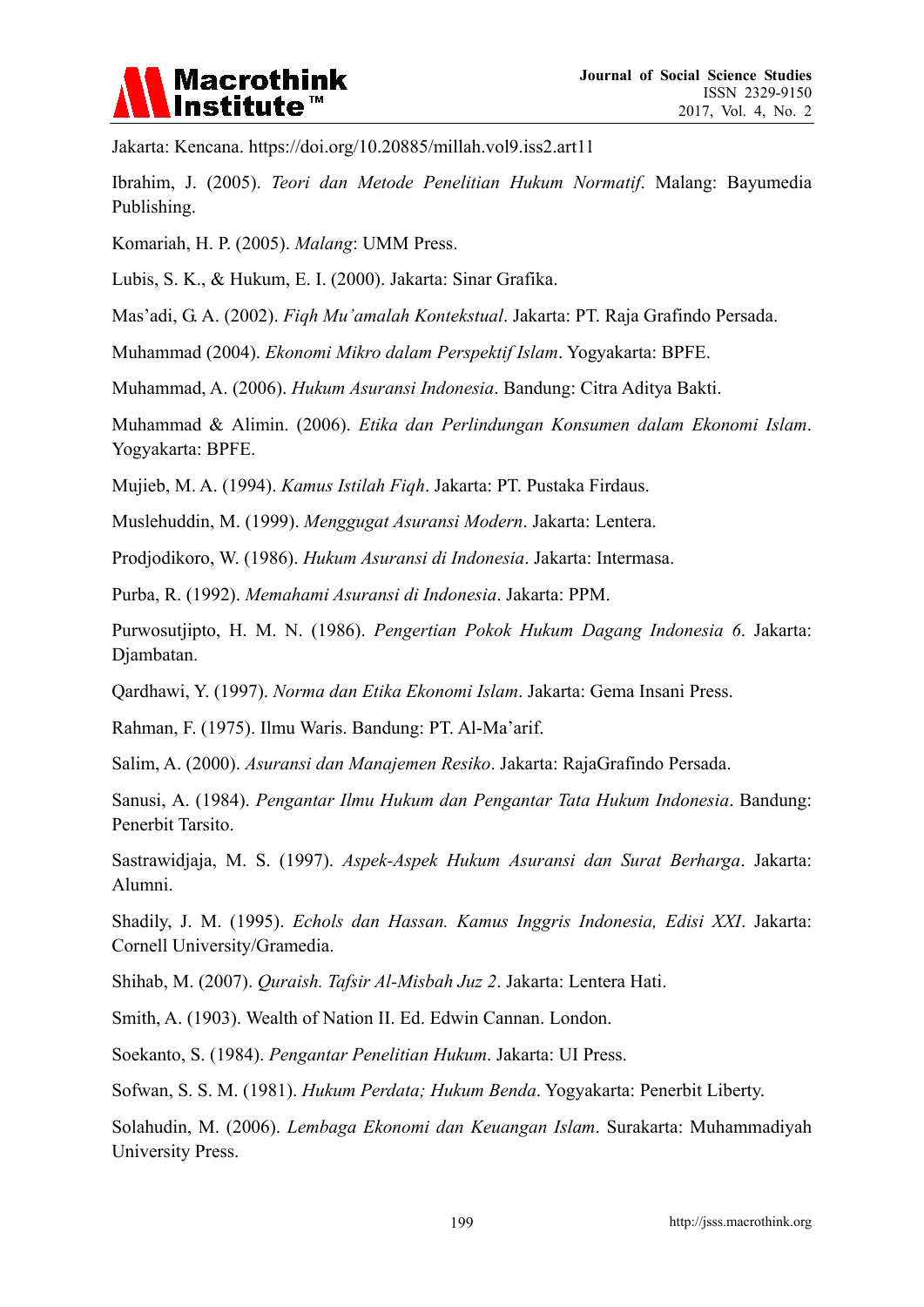Jakarta: Kencana. https://doi.org/10.20885/millah.vol9.iss2.art11

Ibrahim, J. (2005). *Teori dan Metode Penelitian Hukum Normatif*. Malang: Bayumedia Publishing.

Komariah, H. P. (2005). *Malang*: UMM Press.

Lubis, S. K., & Hukum, E. I. (2000). Jakarta: Sinar Grafika.

Mas'adi, G. A. (2002). *Fiqh Mu'amalah Kontekstual*. Jakarta: PT. Raja Grafindo Persada.

Muhammad (2004). *Ekonomi Mikro dalam Perspektif Islam*. Yogyakarta: BPFE.

Muhammad, A. (2006). *Hukum Asuransi Indonesia*. Bandung: Citra Aditya Bakti.

Muhammad & Alimin. (2006). *Etika dan Perlindungan Konsumen dalam Ekonomi Islam*. Yogyakarta: BPFE.

Mujieb, M. A. (1994). *Kamus Istilah Fiqh*. Jakarta: PT. Pustaka Firdaus.

Muslehuddin, M. (1999). *Menggugat Asuransi Modern*. Jakarta: Lentera.

Prodjodikoro, W. (1986). *Hukum Asuransi di Indonesia*. Jakarta: Intermasa.

Purba, R. (1992). *Memahami Asuransi di Indonesia*. Jakarta: PPM.

Purwosutjipto, H. M. N. (1986). *Pengertian Pokok Hukum Dagang Indonesia 6*. Jakarta: Djambatan.

Qardhawi, Y. (1997). *Norma dan Etika Ekonomi Islam*. Jakarta: Gema Insani Press.

Rahman, F. (1975). Ilmu Waris. Bandung: PT. Al-Ma'arif.

Salim, A. (2000). *Asuransi dan Manajemen Resiko*. Jakarta: RajaGrafindo Persada.

Sanusi, A. (1984). *Pengantar Ilmu Hukum dan Pengantar Tata Hukum Indonesia*. Bandung: Penerbit Tarsito.

Sastrawidjaja, M. S. (1997). *Aspek-Aspek Hukum Asuransi dan Surat Berharga*. Jakarta: Alumni.

Shadily, J. M. (1995). *Echols dan Hassan. Kamus Inggris Indonesia, Edisi XXI*. Jakarta: Cornell University/Gramedia.

Shihab, M. (2007). *Quraish. Tafsir Al-Misbah Juz 2*. Jakarta: Lentera Hati.

Smith, A. (1903). Wealth of Nation II. Ed. Edwin Cannan. London.

Soekanto, S. (1984). *Pengantar Penelitian Hukum*. Jakarta: UI Press.

Sofwan, S. S. M. (1981). *Hukum Perdata; Hukum Benda*. Yogyakarta: Penerbit Liberty.

Solahudin, M. (2006). *Lembaga Ekonomi dan Keuangan Islam*. Surakarta: Muhammadiyah University Press.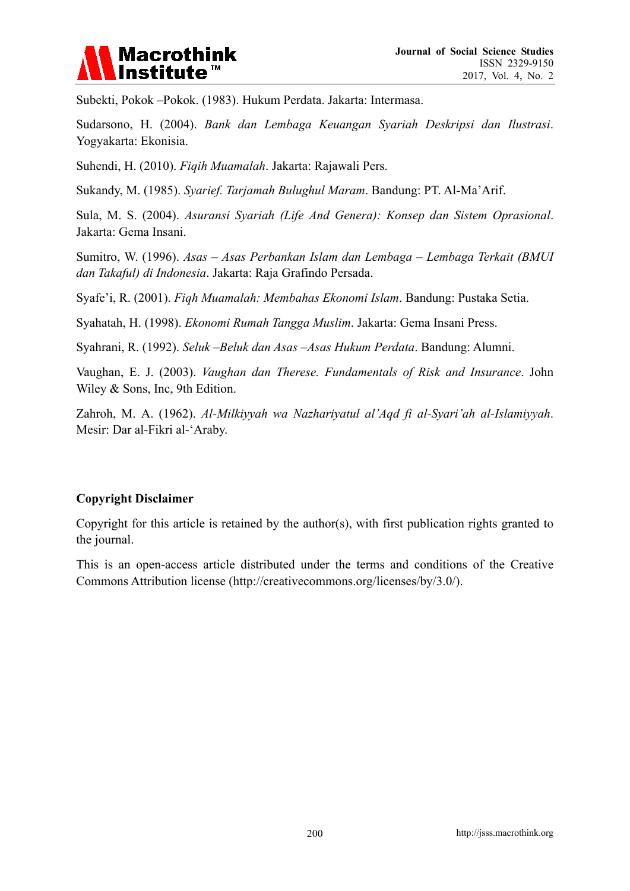Subekti, Pokok –Pokok. (1983). Hukum Perdata. Jakarta: Intermasa.

Sudarsono, H. (2004). *Bank dan Lembaga Keuangan Syariah Deskripsi dan Ilustrasi*. Yogyakarta: Ekonisia.

Suhendi, H. (2010). *Fiqih Muamalah*. Jakarta: Rajawali Pers.

Sukandy, M. (1985). *Syarief. Tarjamah Bulughul Maram*. Bandung: PT. Al-Ma'Arif.

Sula, M. S. (2004). *Asuransi Syariah (Life And Genera): Konsep dan Sistem Oprasional*. Jakarta: Gema Insani.

Sumitro, W. (1996). *Asas – Asas Perbankan Islam dan Lembaga – Lembaga Terkait (BMUI dan Takaful) di Indonesia*. Jakarta: Raja Grafindo Persada.

Syafe'i, R. (2001). *Fiqh Muamalah: Membahas Ekonomi Islam*. Bandung: Pustaka Setia.

Syahatah, H. (1998). *Ekonomi Rumah Tangga Muslim*. Jakarta: Gema Insani Press.

Syahrani, R. (1992). *Seluk –Beluk dan Asas –Asas Hukum Perdata*. Bandung: Alumni.

Vaughan, E. J. (2003). *Vaughan dan Therese. Fundamentals of Risk and Insurance*. John Wiley & Sons, Inc, 9th Edition.

Zahroh, M. A. (1962). *Al-Milkiyyah wa Nazhariyatul al'Aqd fi al-Syari'ah al-Islamiyyah*. Mesir: Dar al-Fikri al-'Araby.

## Copyright Disclaimer

Copyright for this article is retained by the author(s), with first publication rights granted to the journal.

This is an open-access article distributed under the terms and conditions of the Creative Commons Attribution license (http://creativecommons.org/licenses/by/3.0/).